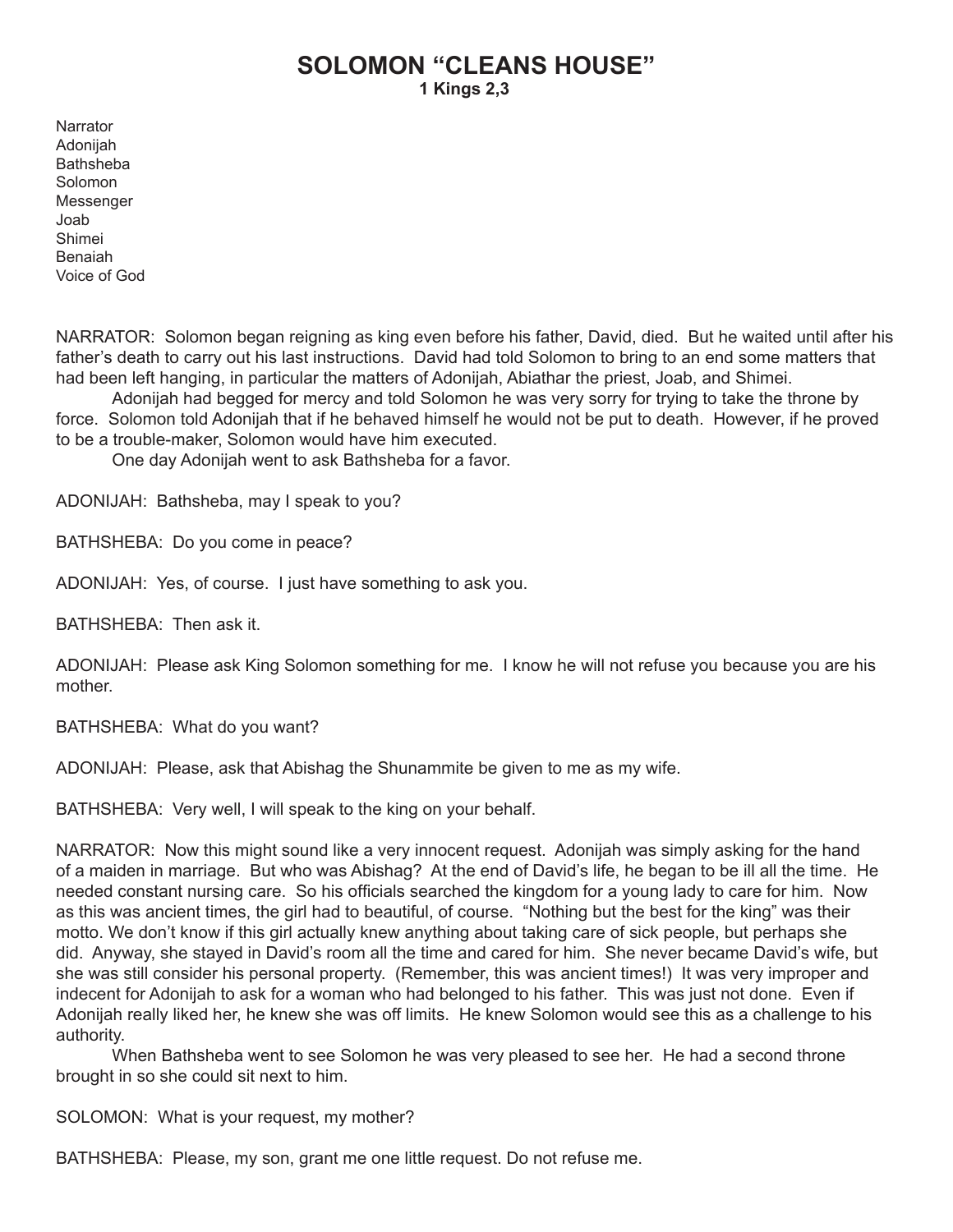# SOLOMON "CLEANS HOUSE"

**1 Kings 2,3**

Narrator
Adonijah
Bathsheba
Solomon
Messenger
Joab
Shimei
Benaiah
Voice of God

NARRATOR: Solomon began reigning as king even before his father, David, died. But he waited until after his father's death to carry out his last instructions. David had told Solomon to bring to an end some matters that had been left hanging, in particular the matters of Adonijah, Abiathar the priest, Joab, and Shimei.

Adonijah had begged for mercy and told Solomon he was very sorry for trying to take the throne by force. Solomon told Adonijah that if he behaved himself he would not be put to death. However, if he proved to be a trouble-maker, Solomon would have him executed.

One day Adonijah went to ask Bathsheba for a favor.

ADONIJAH: Bathsheba, may I speak to you?

BATHSHEBA: Do you come in peace?

ADONIJAH: Yes, of course. I just have something to ask you.

BATHSHEBA: Then ask it.

ADONIJAH: Please ask King Solomon something for me. I know he will not refuse you because you are his mother.

BATHSHEBA: What do you want?

ADONIJAH: Please, ask that Abishag the Shunammite be given to me as my wife.

BATHSHEBA: Very well, I will speak to the king on your behalf.

NARRATOR: Now this might sound like a very innocent request. Adonijah was simply asking for the hand of a maiden in marriage. But who was Abishag? At the end of David's life, he began to be ill all the time. He needed constant nursing care. So his officials searched the kingdom for a young lady to care for him. Now as this was ancient times, the girl had to beautiful, of course. "Nothing but the best for the king" was their motto. We don't know if this girl actually knew anything about taking care of sick people, but perhaps she did. Anyway, she stayed in David's room all the time and cared for him. She never became David's wife, but she was still consider his personal property. (Remember, this was ancient times!) It was very improper and indecent for Adonijah to ask for a woman who had belonged to his father. This was just not done. Even if Adonijah really liked her, he knew she was off limits. He knew Solomon would see this as a challenge to his authority.

When Bathsheba went to see Solomon he was very pleased to see her. He had a second throne brought in so she could sit next to him.

SOLOMON: What is your request, my mother?

BATHSHEBA: Please, my son, grant me one little request. Do not refuse me.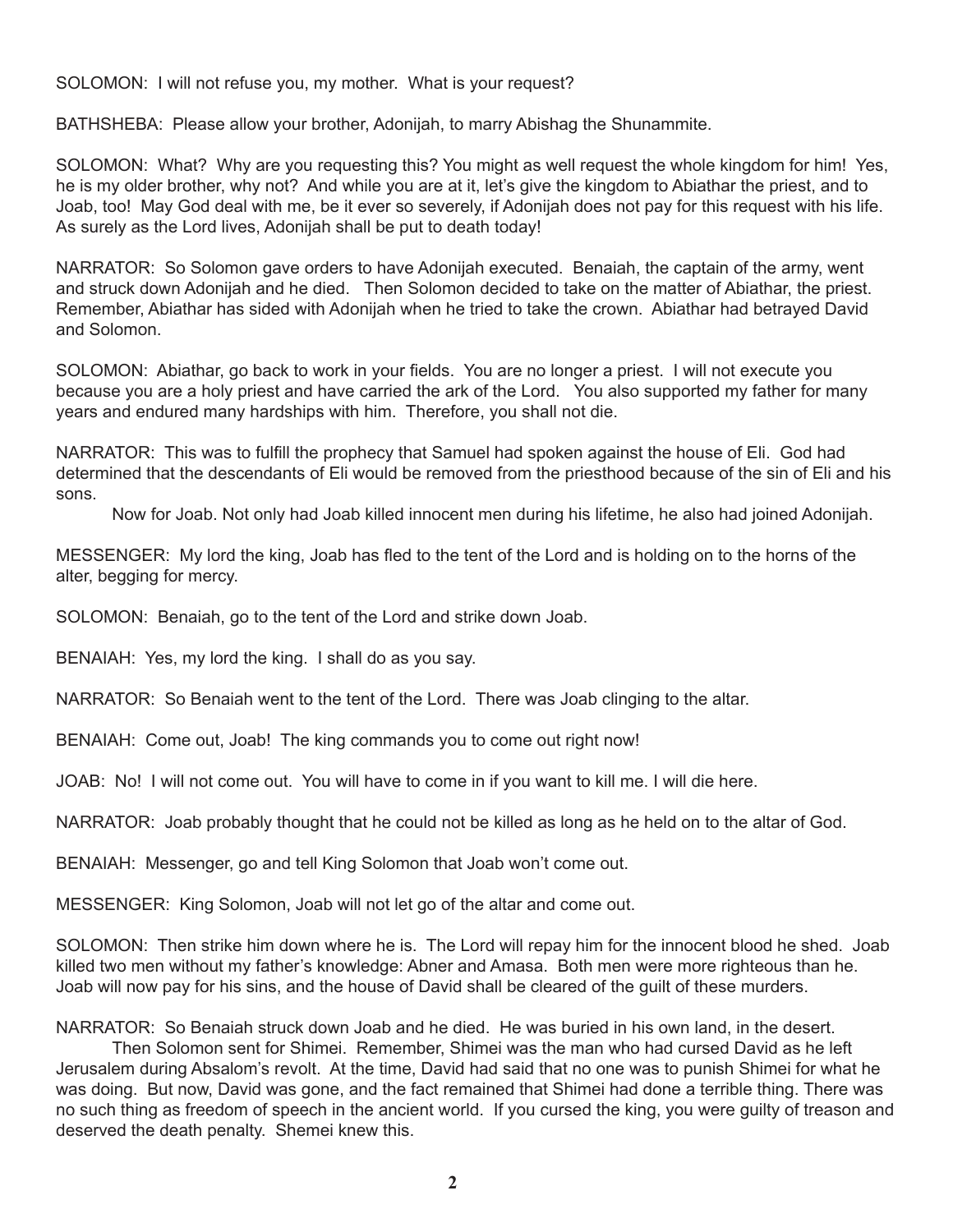SOLOMON: I will not refuse you, my mother. What is your request?

BATHSHEBA: Please allow your brother, Adonijah, to marry Abishag the Shunammite.

SOLOMON: What? Why are you requesting this? You might as well request the whole kingdom for him! Yes, he is my older brother, why not? And while you are at it, let's give the kingdom to Abiathar the priest, and to Joab, too! May God deal with me, be it ever so severely, if Adonijah does not pay for this request with his life. As surely as the Lord lives, Adonijah shall be put to death today!

NARRATOR: So Solomon gave orders to have Adonijah executed. Benaiah, the captain of the army, went and struck down Adonijah and he died. Then Solomon decided to take on the matter of Abiathar, the priest. Remember, Abiathar has sided with Adonijah when he tried to take the crown. Abiathar had betrayed David and Solomon.

SOLOMON: Abiathar, go back to work in your fields. You are no longer a priest. I will not execute you because you are a holy priest and have carried the ark of the Lord. You also supported my father for many years and endured many hardships with him. Therefore, you shall not die.

NARRATOR: This was to fulfill the prophecy that Samuel had spoken against the house of Eli. God had determined that the descendants of Eli would be removed from the priesthood because of the sin of Eli and his sons.

Now for Joab. Not only had Joab killed innocent men during his lifetime, he also had joined Adonijah.

MESSENGER: My lord the king, Joab has fled to the tent of the Lord and is holding on to the horns of the alter, begging for mercy.

SOLOMON: Benaiah, go to the tent of the Lord and strike down Joab.

BENAIAH: Yes, my lord the king. I shall do as you say.

NARRATOR: So Benaiah went to the tent of the Lord. There was Joab clinging to the altar.

BENAIAH: Come out, Joab! The king commands you to come out right now!

JOAB: No! I will not come out. You will have to come in if you want to kill me. I will die here.

NARRATOR: Joab probably thought that he could not be killed as long as he held on to the altar of God.

BENAIAH: Messenger, go and tell King Solomon that Joab won't come out.

MESSENGER: King Solomon, Joab will not let go of the altar and come out.

SOLOMON: Then strike him down where he is. The Lord will repay him for the innocent blood he shed. Joab killed two men without my father's knowledge: Abner and Amasa. Both men were more righteous than he. Joab will now pay for his sins, and the house of David shall be cleared of the guilt of these murders.

NARRATOR: So Benaiah struck down Joab and he died. He was buried in his own land, in the desert.

Then Solomon sent for Shimei. Remember, Shimei was the man who had cursed David as he left Jerusalem during Absalom's revolt. At the time, David had said that no one was to punish Shimei for what he was doing. But now, David was gone, and the fact remained that Shimei had done a terrible thing. There was no such thing as freedom of speech in the ancient world. If you cursed the king, you were guilty of treason and deserved the death penalty. Shemei knew this.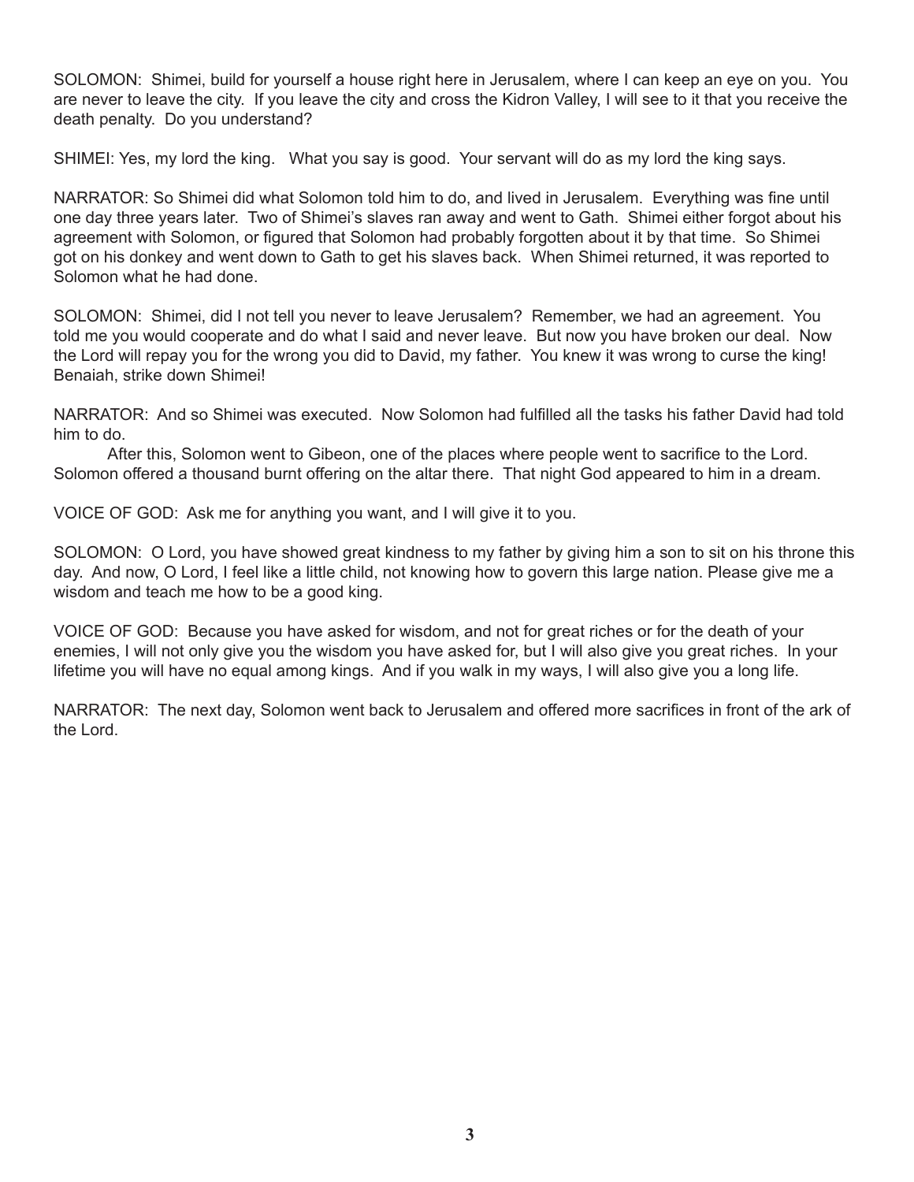SOLOMON: Shimei, build for yourself a house right here in Jerusalem, where I can keep an eye on you. You are never to leave the city. If you leave the city and cross the Kidron Valley, I will see to it that you receive the death penalty. Do you understand?

SHIMEI: Yes, my lord the king. What you say is good. Your servant will do as my lord the king says.

NARRATOR: So Shimei did what Solomon told him to do, and lived in Jerusalem. Everything was fine until one day three years later. Two of Shimei's slaves ran away and went to Gath. Shimei either forgot about his agreement with Solomon, or figured that Solomon had probably forgotten about it by that time. So Shimei got on his donkey and went down to Gath to get his slaves back. When Shimei returned, it was reported to Solomon what he had done.

SOLOMON: Shimei, did I not tell you never to leave Jerusalem? Remember, we had an agreement. You told me you would cooperate and do what I said and never leave. But now you have broken our deal. Now the Lord will repay you for the wrong you did to David, my father. You knew it was wrong to curse the king! Benaiah, strike down Shimei!

NARRATOR: And so Shimei was executed. Now Solomon had fulfilled all the tasks his father David had told him to do.

After this, Solomon went to Gibeon, one of the places where people went to sacrifice to the Lord. Solomon offered a thousand burnt offering on the altar there. That night God appeared to him in a dream.

VOICE OF GOD: Ask me for anything you want, and I will give it to you.

SOLOMON: O Lord, you have showed great kindness to my father by giving him a son to sit on his throne this day. And now, O Lord, I feel like a little child, not knowing how to govern this large nation. Please give me a wisdom and teach me how to be a good king.

VOICE OF GOD: Because you have asked for wisdom, and not for great riches or for the death of your enemies, I will not only give you the wisdom you have asked for, but I will also give you great riches. In your lifetime you will have no equal among kings. And if you walk in my ways, I will also give you a long life.

NARRATOR: The next day, Solomon went back to Jerusalem and offered more sacrifices in front of the ark of the Lord.